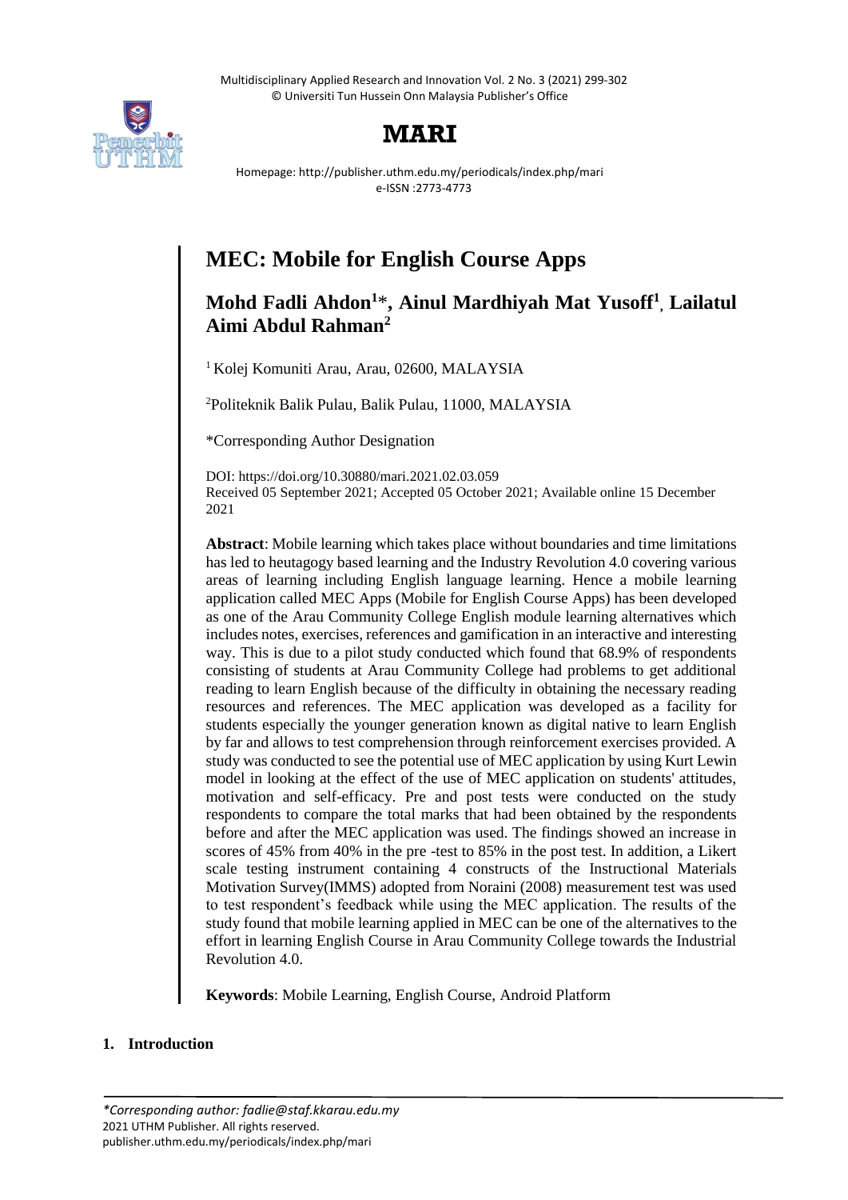# MEC: Mobile for English Course Apps

## Mohd Fadli Ahdon[1]*, Ainul Mardhiyah Mat Yusoff[1], Lailatul Aimi Abdul Rahman[2]

[1] Kolej Komuniti Arau, Arau, 02600, MALAYSIA

[2]Politeknik Balik Pulau, Balik Pulau, 11000, MALAYSIA

*Corresponding Author Designation

DOI: https://doi.org/10.30880/mari.2021.02.03.059
Received 05 September 2021; Accepted 05 October 2021; Available online 15 December 2021

**Abstract**: Mobile learning which takes place without boundaries and time limitations has led to heutagogy based learning and the Industry Revolution 4.0 covering various areas of learning including English language learning. Hence a mobile learning application called MEC Apps (Mobile for English Course Apps) has been developed as one of the Arau Community College English module learning alternatives which includes notes, exercises, references and gamification in an interactive and interesting way. This is due to a pilot study conducted which found that 68.9% of respondents consisting of students at Arau Community College had problems to get additional reading to learn English because of the difficulty in obtaining the necessary reading resources and references. The MEC application was developed as a facility for students especially the younger generation known as digital native to learn English by far and allows to test comprehension through reinforcement exercises provided. A study was conducted to see the potential use of MEC application by using Kurt Lewin model in looking at the effect of the use of MEC application on students' attitudes, motivation and self-efficacy. Pre and post tests were conducted on the study respondents to compare the total marks that had been obtained by the respondents before and after the MEC application was used. The findings showed an increase in scores of 45% from 40% in the pre -test to 85% in the post test. In addition, a Likert scale testing instrument containing 4 constructs of the Instructional Materials Motivation Survey(IMMS) adopted from Noraini (2008) measurement test was used to test respondent's feedback while using the MEC application. The results of the study found that mobile learning applied in MEC can be one of the alternatives to the effort in learning English Course in Arau Community College towards the Industrial Revolution 4.0.

**Keywords**: Mobile Learning, English Course, Android Platform

## 1. Introduction

*\*Corresponding author: fadlie@staf.kkarau.edu.my*
2021 UTHM Publisher. All rights reserved.
publisher.uthm.edu.my/periodicals/index.php/mari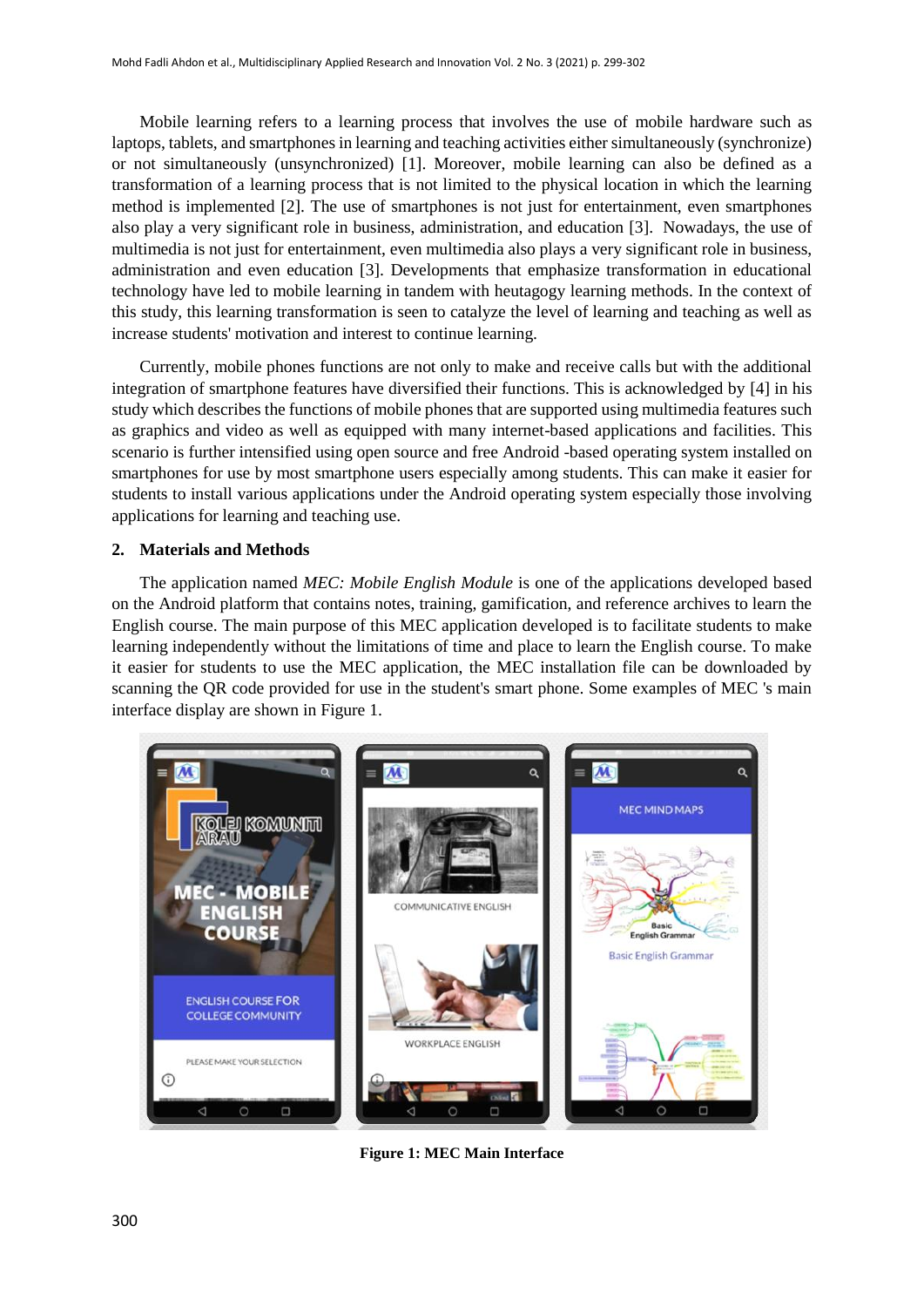Mobile learning refers to a learning process that involves the use of mobile hardware such as laptops, tablets, and smartphones in learning and teaching activities either simultaneously (synchronize) or not simultaneously (unsynchronized) [1]. Moreover, mobile learning can also be defined as a transformation of a learning process that is not limited to the physical location in which the learning method is implemented [2]. The use of smartphones is not just for entertainment, even smartphones also play a very significant role in business, administration, and education [3]. Nowadays, the use of multimedia is not just for entertainment, even multimedia also plays a very significant role in business, administration and even education [3]. Developments that emphasize transformation in educational technology have led to mobile learning in tandem with heutagogy learning methods. In the context of this study, this learning transformation is seen to catalyze the level of learning and teaching as well as increase students' motivation and interest to continue learning.

Currently, mobile phones functions are not only to make and receive calls but with the additional integration of smartphone features have diversified their functions. This is acknowledged by [4] in his study which describes the functions of mobile phones that are supported using multimedia features such as graphics and video as well as equipped with many internet-based applications and facilities. This scenario is further intensified using open source and free Android -based operating system installed on smartphones for use by most smartphone users especially among students. This can make it easier for students to install various applications under the Android operating system especially those involving applications for learning and teaching use.

## 2. Materials and Methods

The application named *MEC: Mobile English Module* is one of the applications developed based on the Android platform that contains notes, training, gamification, and reference archives to learn the English course. The main purpose of this MEC application developed is to facilitate students to make learning independently without the limitations of time and place to learn the English course. To make it easier for students to use the MEC application, the MEC installation file can be downloaded by scanning the QR code provided for use in the student's smart phone. Some examples of MEC 's main interface display are shown in Figure 1.

**Figure 1: MEC Main Interface**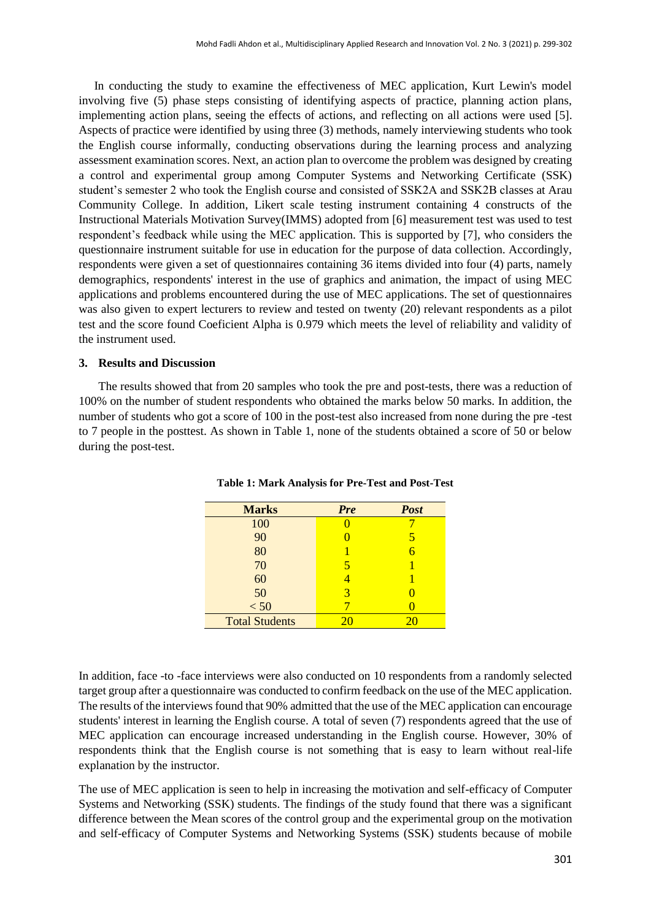In conducting the study to examine the effectiveness of MEC application, Kurt Lewin's model involving five (5) phase steps consisting of identifying aspects of practice, planning action plans, implementing action plans, seeing the effects of actions, and reflecting on all actions were used [5]. Aspects of practice were identified by using three (3) methods, namely interviewing students who took the English course informally, conducting observations during the learning process and analyzing assessment examination scores. Next, an action plan to overcome the problem was designed by creating a control and experimental group among Computer Systems and Networking Certificate (SSK) student's semester 2 who took the English course and consisted of SSK2A and SSK2B classes at Arau Community College. In addition, Likert scale testing instrument containing 4 constructs of the Instructional Materials Motivation Survey(IMMS) adopted from [6] measurement test was used to test respondent's feedback while using the MEC application. This is supported by [7], who considers the questionnaire instrument suitable for use in education for the purpose of data collection. Accordingly, respondents were given a set of questionnaires containing 36 items divided into four (4) parts, namely demographics, respondents' interest in the use of graphics and animation, the impact of using MEC applications and problems encountered during the use of MEC applications. The set of questionnaires was also given to expert lecturers to review and tested on twenty (20) relevant respondents as a pilot test and the score found Coeficient Alpha is 0.979 which meets the level of reliability and validity of the instrument used.

## 3. Results and Discussion

The results showed that from 20 samples who took the pre and post-tests, there was a reduction of 100% on the number of student respondents who obtained the marks below 50 marks. In addition, the number of students who got a score of 100 in the post-test also increased from none during the pre -test to 7 people in the posttest. As shown in Table 1, none of the students obtained a score of 50 or below during the post-test.

**Table 1: Mark Analysis for Pre-Test and Post-Test**

| **Marks** | ***Pre*** | ***Post*** |
|---|---|---|
| 100 | 0 | 7 |
| 90 | 0 | 5 |
| 80 | 1 | 6 |
| 70 | 5 | 1 |
| 60 | 4 | 1 |
| 50 | 3 | 0 |
| < 50 | 7 | 0 |
| Total Students | 20 | 20 |

In addition, face -to -face interviews were also conducted on 10 respondents from a randomly selected target group after a questionnaire was conducted to confirm feedback on the use of the MEC application. The results of the interviews found that 90% admitted that the use of the MEC application can encourage students' interest in learning the English course. A total of seven (7) respondents agreed that the use of MEC application can encourage increased understanding in the English course. However, 30% of respondents think that the English course is not something that is easy to learn without real-life explanation by the instructor.

The use of MEC application is seen to help in increasing the motivation and self-efficacy of Computer Systems and Networking (SSK) students. The findings of the study found that there was a significant difference between the Mean scores of the control group and the experimental group on the motivation and self-efficacy of Computer Systems and Networking Systems (SSK) students because of mobile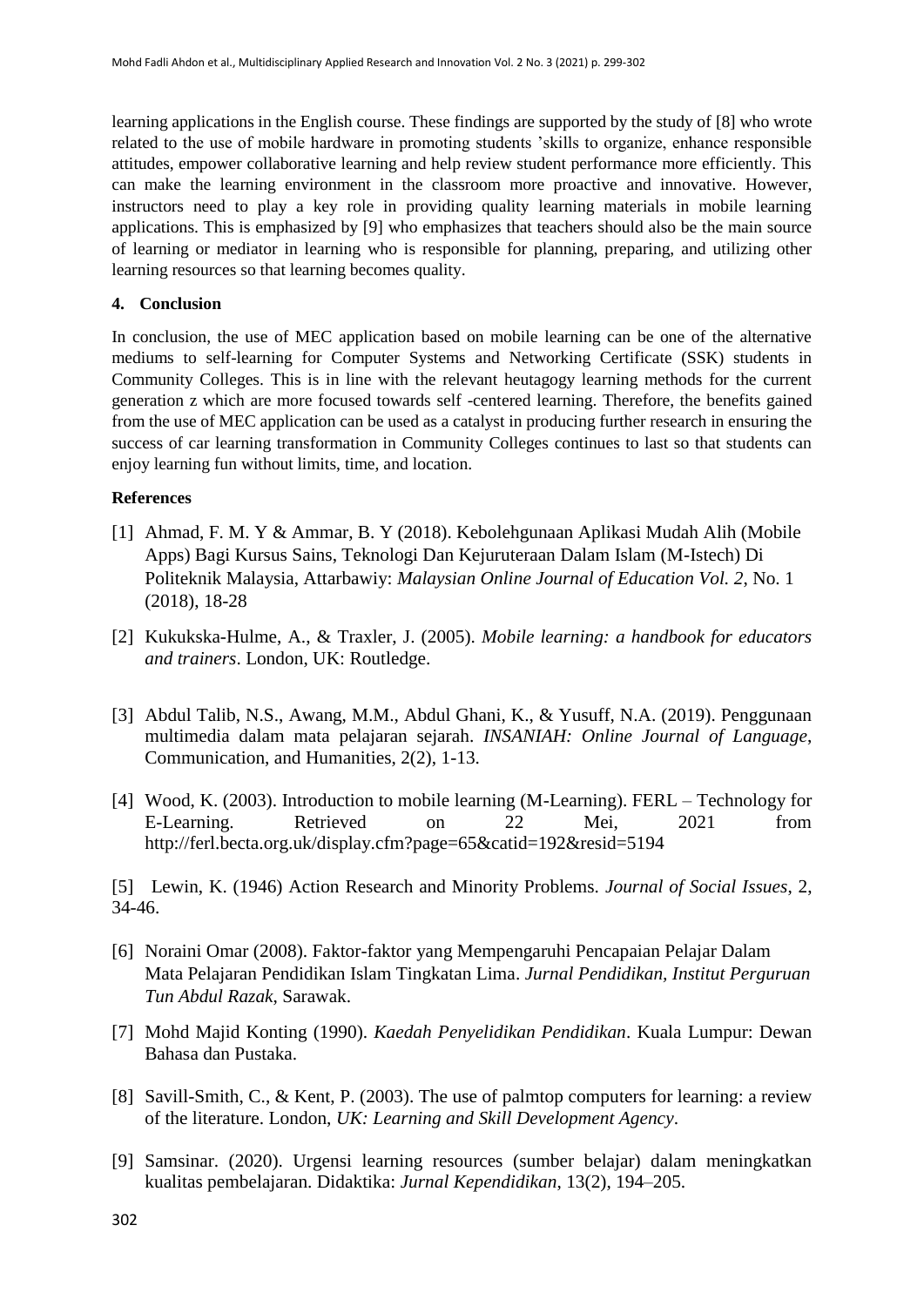learning applications in the English course. These findings are supported by the study of [8] who wrote related to the use of mobile hardware in promoting students 'skills to organize, enhance responsible attitudes, empower collaborative learning and help review student performance more efficiently. This can make the learning environment in the classroom more proactive and innovative. However, instructors need to play a key role in providing quality learning materials in mobile learning applications. This is emphasized by [9] who emphasizes that teachers should also be the main source of learning or mediator in learning who is responsible for planning, preparing, and utilizing other learning resources so that learning becomes quality.

## 4. Conclusion

In conclusion, the use of MEC application based on mobile learning can be one of the alternative mediums to self-learning for Computer Systems and Networking Certificate (SSK) students in Community Colleges. This is in line with the relevant heutagogy learning methods for the current generation z which are more focused towards self -centered learning. Therefore, the benefits gained from the use of MEC application can be used as a catalyst in producing further research in ensuring the success of car learning transformation in Community Colleges continues to last so that students can enjoy learning fun without limits, time, and location.

## References

[1] Ahmad, F. M. Y & Ammar, B. Y (2018). Kebolehgunaan Aplikasi Mudah Alih (Mobile Apps) Bagi Kursus Sains, Teknologi Dan Kejuruteraan Dalam Islam (M-Istech) Di Politeknik Malaysia, Attarbawiy: *Malaysian Online Journal of Education Vol. 2*, No. 1 (2018), 18-28

[2] Kukukska-Hulme, A., & Traxler, J. (2005). *Mobile learning: a handbook for educators and trainers*. London, UK: Routledge.

[3] Abdul Talib, N.S., Awang, M.M., Abdul Ghani, K., & Yusuff, N.A. (2019). Penggunaan multimedia dalam mata pelajaran sejarah. *INSANIAH: Online Journal of Language*, Communication, and Humanities, 2(2), 1-13.

[4] Wood, K. (2003). Introduction to mobile learning (M-Learning). FERL – Technology for E-Learning. Retrieved on 22 Mei, 2021 from http://ferl.becta.org.uk/display.cfm?page=65&catid=192&resid=5194

[5] Lewin, K. (1946) Action Research and Minority Problems. *Journal of Social Issues*, 2, 34-46.

[6] Noraini Omar (2008). Faktor-faktor yang Mempengaruhi Pencapaian Pelajar Dalam Mata Pelajaran Pendidikan Islam Tingkatan Lima. *Jurnal Pendidikan, Institut Perguruan Tun Abdul Razak*, Sarawak.

[7] Mohd Majid Konting (1990). *Kaedah Penyelidikan Pendidikan*. Kuala Lumpur: Dewan Bahasa dan Pustaka.

[8] Savill-Smith, C., & Kent, P. (2003). The use of palmtop computers for learning: a review of the literature. London, *UK: Learning and Skill Development Agency*.

[9] Samsinar. (2020). Urgensi learning resources (sumber belajar) dalam meningkatkan kualitas pembelajaran. Didaktika: *Jurnal Kependidikan*, 13(2), 194–205.